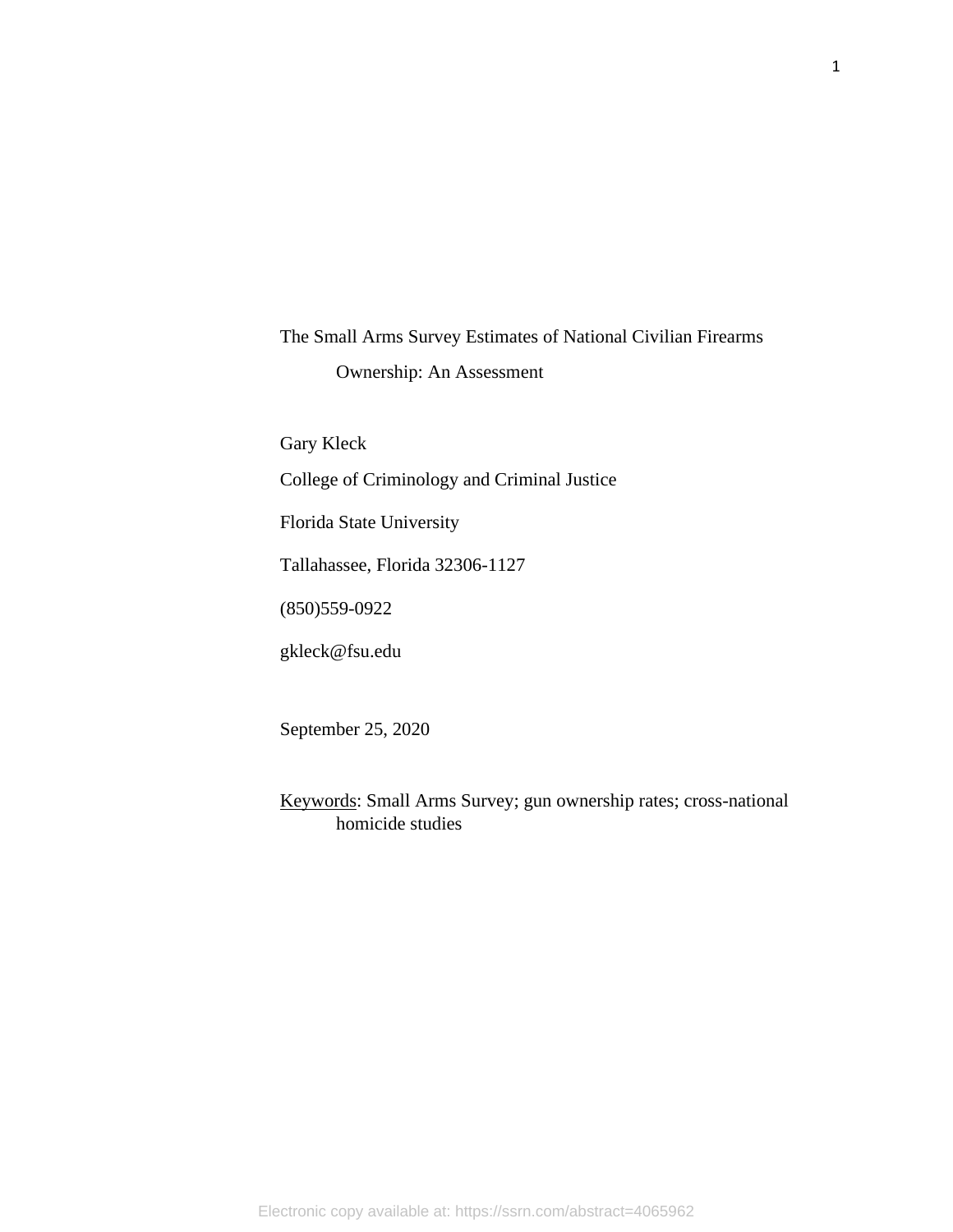# The Small Arms Survey Estimates of National Civilian Firearms Ownership: An Assessment

Gary Kleck

College of Criminology and Criminal Justice

Florida State University

Tallahassee, Florida 32306-1127

(850)559-0922

gkleck@fsu.edu

September 25, 2020

Keywords: Small Arms Survey; gun ownership rates; cross-national homicide studies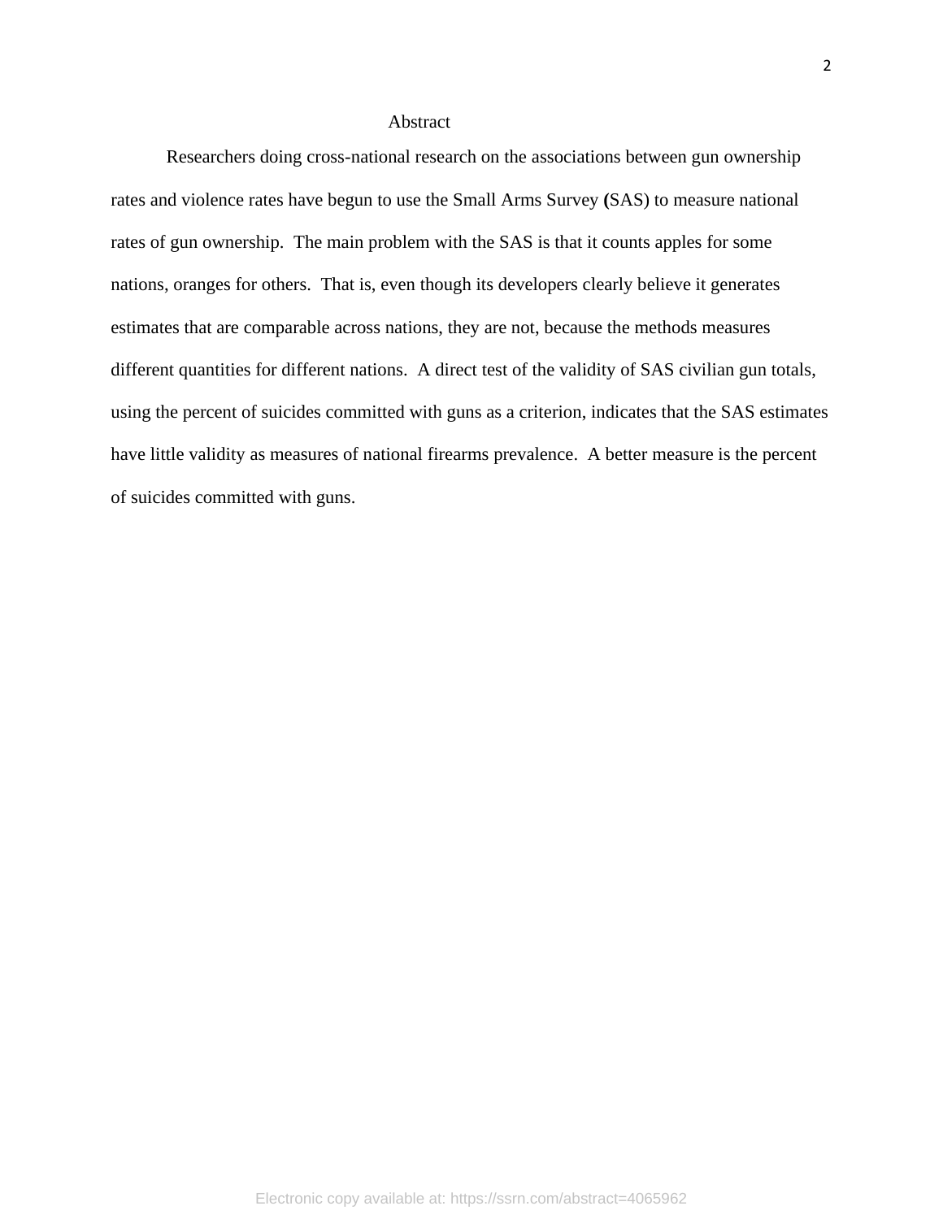# Abstract

Researchers doing cross-national research on the associations between gun ownership rates and violence rates have begun to use the Small Arms Survey (SAS) to measure national rates of gun ownership. The main problem with the SAS is that it counts apples for some nations, oranges for others. That is, even though its developers clearly believe it generates estimates that are comparable across nations, they are not, because the methods measures different quantities for different nations. A direct test of the validity of SAS civilian gun totals, using the percent of suicides committed with guns as a criterion, indicates that the SAS estimates have little validity as measures of national firearms prevalence. A better measure is the percent of suicides committed with guns.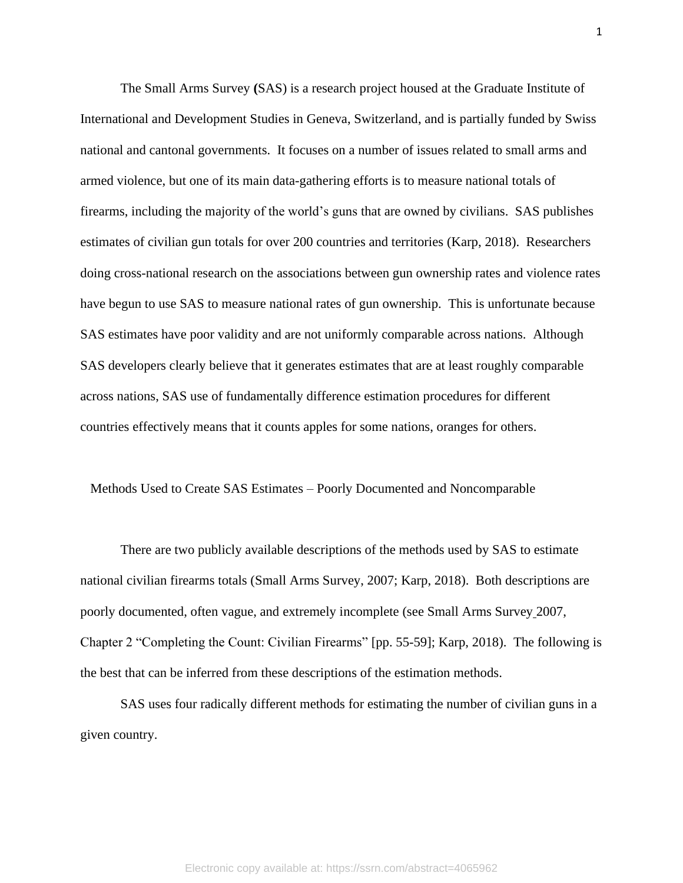The Small Arms Survey (SAS) is a research project housed at the Graduate Institute of International and Development Studies in Geneva, Switzerland, and is partially funded by Swiss national and cantonal governments. It focuses on a number of issues related to small arms and armed violence, but one of its main data-gathering efforts is to measure national totals of firearms, including the majority of the world's guns that are owned by civilians. SAS publishes estimates of civilian gun totals for over 200 countries and territories (Karp, 2018). Researchers doing cross-national research on the associations between gun ownership rates and violence rates have begun to use SAS to measure national rates of gun ownership. This is unfortunate because SAS estimates have poor validity and are not uniformly comparable across nations. Although SAS developers clearly believe that it generates estimates that are at least roughly comparable across nations, SAS use of fundamentally difference estimation procedures for different countries effectively means that it counts apples for some nations, oranges for others.

## Methods Used to Create SAS Estimates – Poorly Documented and Noncomparable

There are two publicly available descriptions of the methods used by SAS to estimate national civilian firearms totals (Small Arms Survey, 2007; Karp, 2018). Both descriptions are poorly documented, often vague, and extremely incomplete (see Small Arms Survey 2007, Chapter 2 "Completing the Count: Civilian Firearms" [pp. 55-59]; Karp, 2018). The following is the best that can be inferred from these descriptions of the estimation methods.

SAS uses four radically different methods for estimating the number of civilian guns in a given country.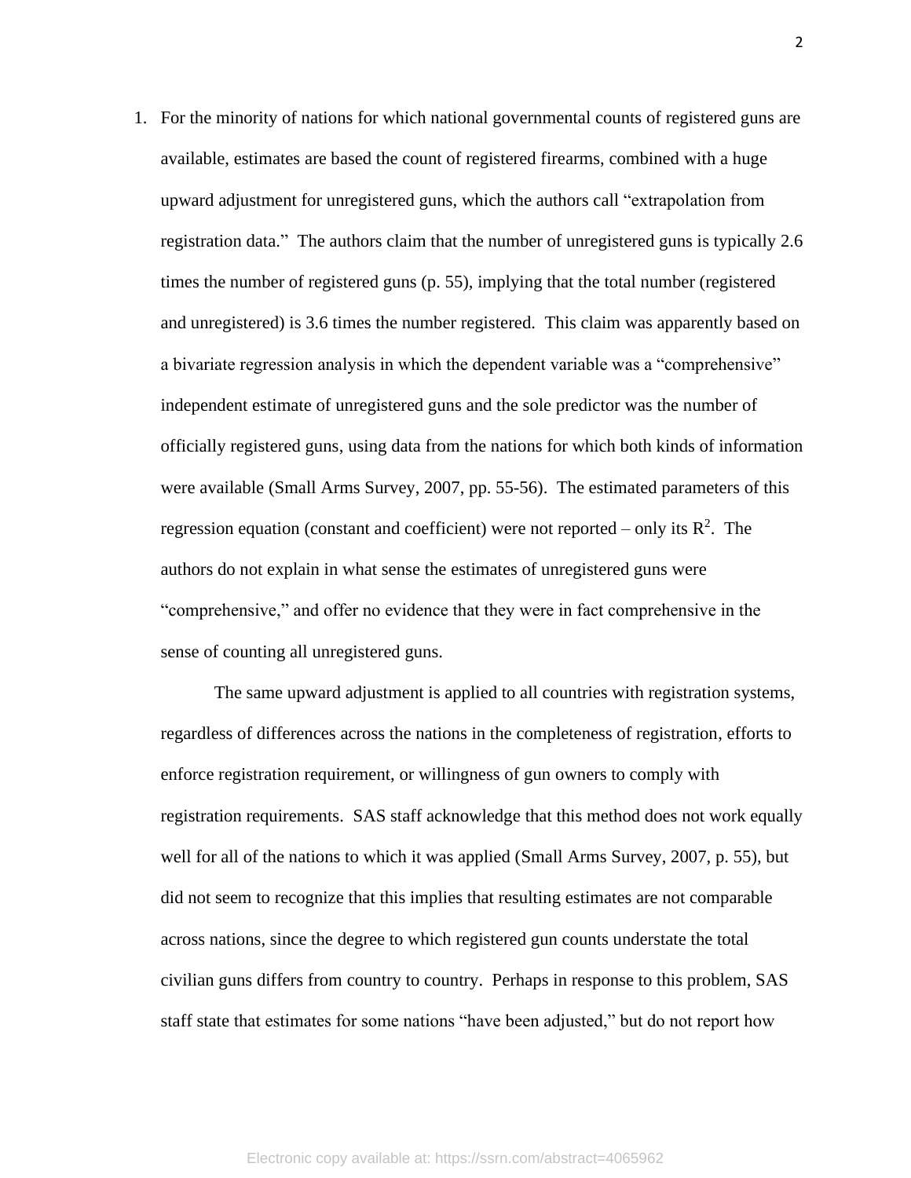1. For the minority of nations for which national governmental counts of registered guns are available, estimates are based the count of registered firearms, combined with a huge upward adjustment for unregistered guns, which the authors call "extrapolation from registration data." The authors claim that the number of unregistered guns is typically 2.6 times the number of registered guns (p. 55), implying that the total number (registered and unregistered) is 3.6 times the number registered. This claim was apparently based on a bivariate regression analysis in which the dependent variable was a "comprehensive" independent estimate of unregistered guns and the sole predictor was the number of officially registered guns, using data from the nations for which both kinds of information were available (Small Arms Survey, 2007, pp. 55-56). The estimated parameters of this regression equation (constant and coefficient) were not reported – only its $R^2$. The authors do not explain in what sense the estimates of unregistered guns were "comprehensive," and offer no evidence that they were in fact comprehensive in the sense of counting all unregistered guns.

   The same upward adjustment is applied to all countries with registration systems, regardless of differences across the nations in the completeness of registration, efforts to enforce registration requirement, or willingness of gun owners to comply with registration requirements. SAS staff acknowledge that this method does not work equally well for all of the nations to which it was applied (Small Arms Survey, 2007, p. 55), but did not seem to recognize that this implies that resulting estimates are not comparable across nations, since the degree to which registered gun counts understate the total civilian guns differs from country to country. Perhaps in response to this problem, SAS staff state that estimates for some nations "have been adjusted," but do not report how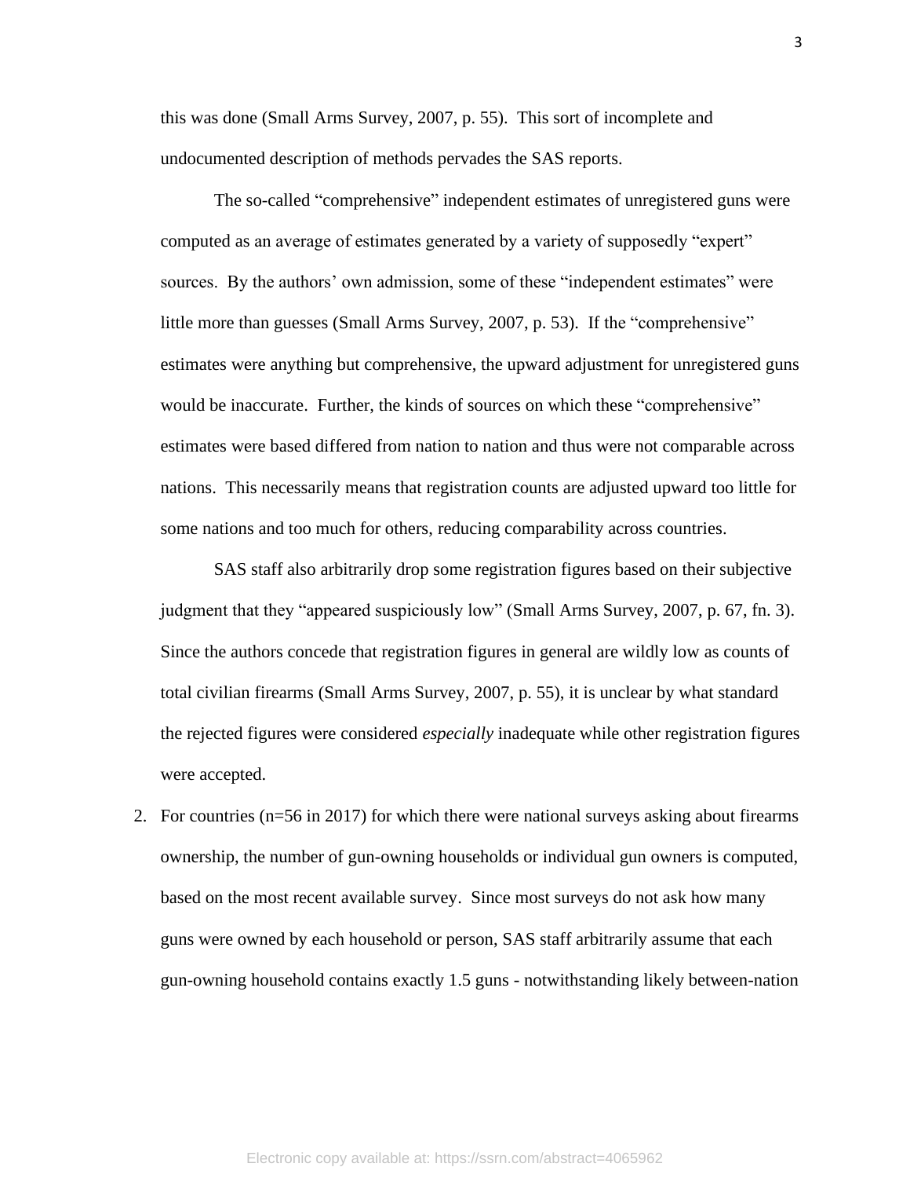this was done (Small Arms Survey, 2007, p. 55). This sort of incomplete and undocumented description of methods pervades the SAS reports.

The so-called "comprehensive" independent estimates of unregistered guns were computed as an average of estimates generated by a variety of supposedly "expert" sources. By the authors' own admission, some of these "independent estimates" were little more than guesses (Small Arms Survey, 2007, p. 53). If the "comprehensive" estimates were anything but comprehensive, the upward adjustment for unregistered guns would be inaccurate. Further, the kinds of sources on which these "comprehensive" estimates were based differed from nation to nation and thus were not comparable across nations. This necessarily means that registration counts are adjusted upward too little for some nations and too much for others, reducing comparability across countries.

SAS staff also arbitrarily drop some registration figures based on their subjective judgment that they "appeared suspiciously low" (Small Arms Survey, 2007, p. 67, fn. 3). Since the authors concede that registration figures in general are wildly low as counts of total civilian firearms (Small Arms Survey, 2007, p. 55), it is unclear by what standard the rejected figures were considered *especially* inadequate while other registration figures were accepted.

2. For countries (n=56 in 2017) for which there were national surveys asking about firearms ownership, the number of gun-owning households or individual gun owners is computed, based on the most recent available survey. Since most surveys do not ask how many guns were owned by each household or person, SAS staff arbitrarily assume that each gun-owning household contains exactly 1.5 guns - notwithstanding likely between-nation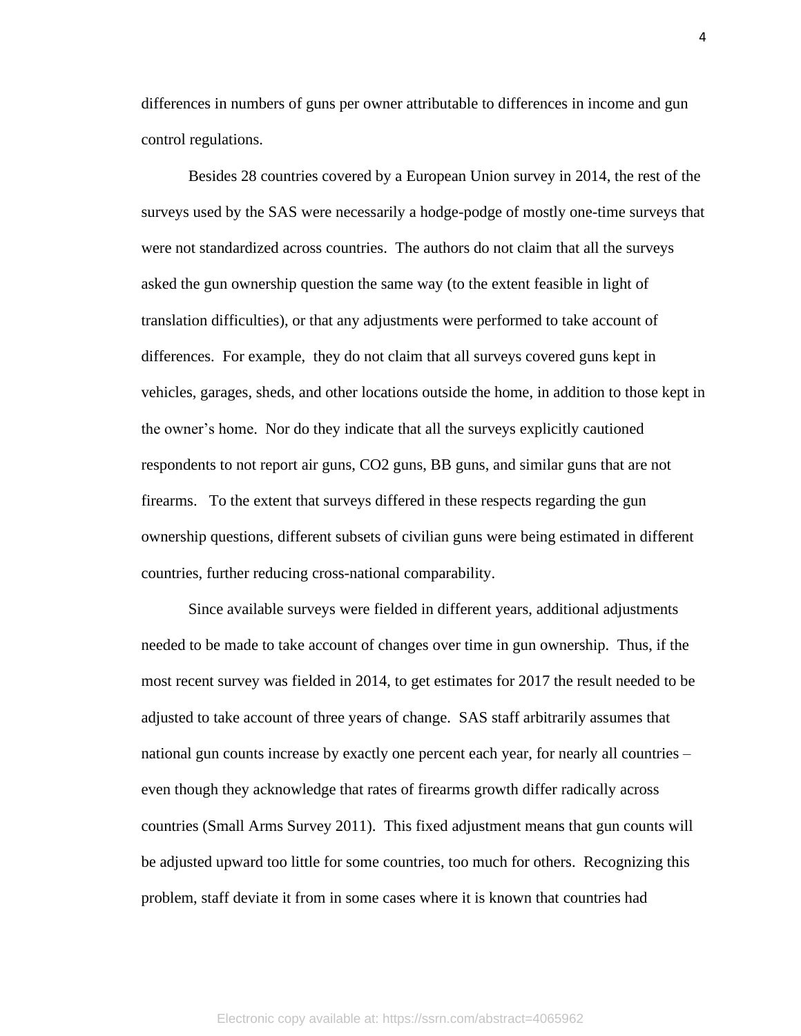differences in numbers of guns per owner attributable to differences in income and gun control regulations.

Besides 28 countries covered by a European Union survey in 2014, the rest of the surveys used by the SAS were necessarily a hodge-podge of mostly one-time surveys that were not standardized across countries. The authors do not claim that all the surveys asked the gun ownership question the same way (to the extent feasible in light of translation difficulties), or that any adjustments were performed to take account of differences. For example, they do not claim that all surveys covered guns kept in vehicles, garages, sheds, and other locations outside the home, in addition to those kept in the owner's home. Nor do they indicate that all the surveys explicitly cautioned respondents to not report air guns, CO2 guns, BB guns, and similar guns that are not firearms. To the extent that surveys differed in these respects regarding the gun ownership questions, different subsets of civilian guns were being estimated in different countries, further reducing cross-national comparability.

Since available surveys were fielded in different years, additional adjustments needed to be made to take account of changes over time in gun ownership. Thus, if the most recent survey was fielded in 2014, to get estimates for 2017 the result needed to be adjusted to take account of three years of change. SAS staff arbitrarily assumes that national gun counts increase by exactly one percent each year, for nearly all countries – even though they acknowledge that rates of firearms growth differ radically across countries (Small Arms Survey 2011). This fixed adjustment means that gun counts will be adjusted upward too little for some countries, too much for others. Recognizing this problem, staff deviate it from in some cases where it is known that countries had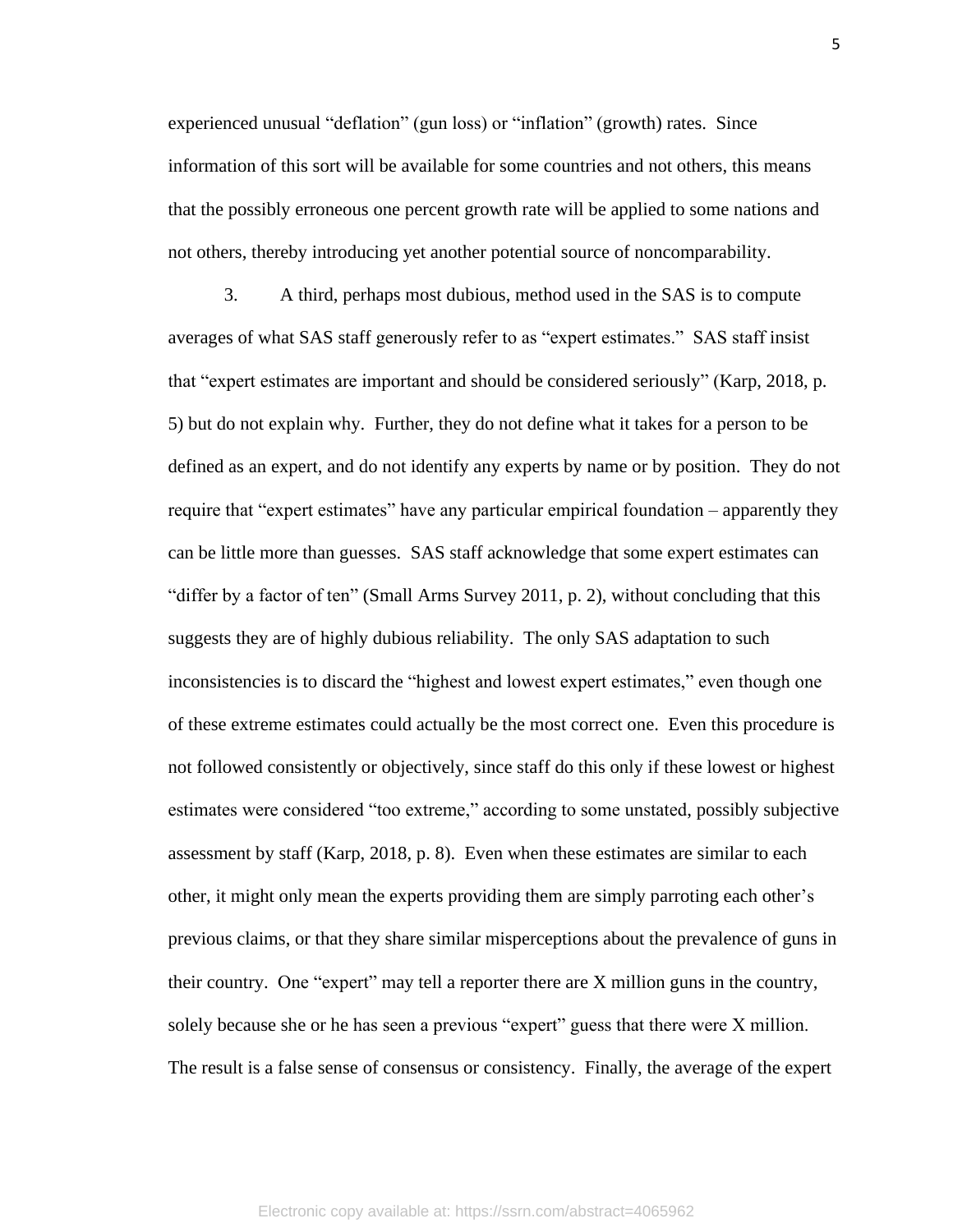experienced unusual "deflation" (gun loss) or "inflation" (growth) rates. Since information of this sort will be available for some countries and not others, this means that the possibly erroneous one percent growth rate will be applied to some nations and not others, thereby introducing yet another potential source of noncomparability.

3. A third, perhaps most dubious, method used in the SAS is to compute averages of what SAS staff generously refer to as "expert estimates." SAS staff insist that "expert estimates are important and should be considered seriously" (Karp, 2018, p. 5) but do not explain why. Further, they do not define what it takes for a person to be defined as an expert, and do not identify any experts by name or by position. They do not require that "expert estimates" have any particular empirical foundation – apparently they can be little more than guesses. SAS staff acknowledge that some expert estimates can "differ by a factor of ten" (Small Arms Survey 2011, p. 2), without concluding that this suggests they are of highly dubious reliability. The only SAS adaptation to such inconsistencies is to discard the "highest and lowest expert estimates," even though one of these extreme estimates could actually be the most correct one. Even this procedure is not followed consistently or objectively, since staff do this only if these lowest or highest estimates were considered "too extreme," according to some unstated, possibly subjective assessment by staff (Karp, 2018, p. 8). Even when these estimates are similar to each other, it might only mean the experts providing them are simply parroting each other's previous claims, or that they share similar misperceptions about the prevalence of guns in their country. One "expert" may tell a reporter there are X million guns in the country, solely because she or he has seen a previous "expert" guess that there were X million. The result is a false sense of consensus or consistency. Finally, the average of the expert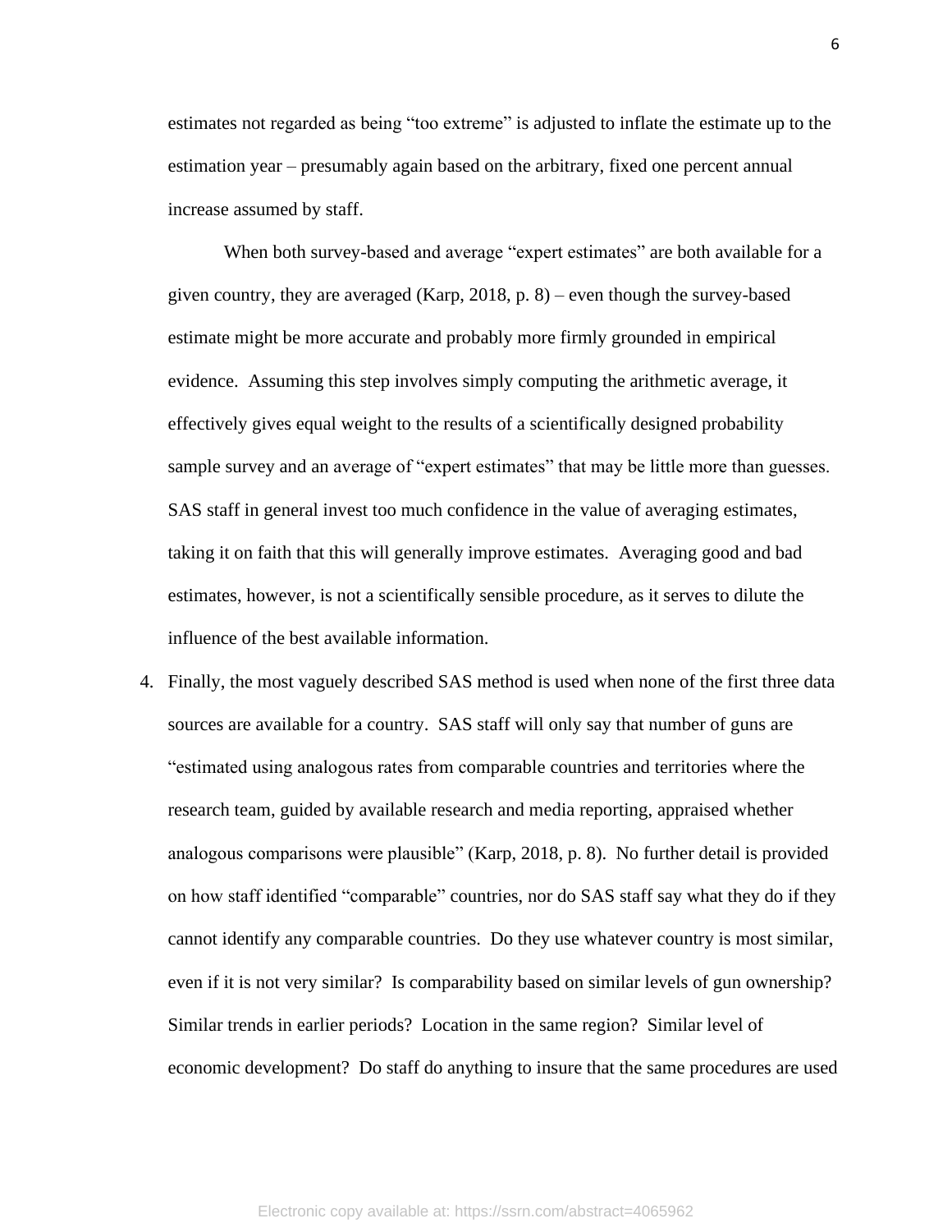estimates not regarded as being "too extreme" is adjusted to inflate the estimate up to the estimation year – presumably again based on the arbitrary, fixed one percent annual increase assumed by staff.

When both survey-based and average "expert estimates" are both available for a given country, they are averaged (Karp, 2018, p. 8) – even though the survey-based estimate might be more accurate and probably more firmly grounded in empirical evidence. Assuming this step involves simply computing the arithmetic average, it effectively gives equal weight to the results of a scientifically designed probability sample survey and an average of "expert estimates" that may be little more than guesses. SAS staff in general invest too much confidence in the value of averaging estimates, taking it on faith that this will generally improve estimates. Averaging good and bad estimates, however, is not a scientifically sensible procedure, as it serves to dilute the influence of the best available information.

4. Finally, the most vaguely described SAS method is used when none of the first three data sources are available for a country. SAS staff will only say that number of guns are "estimated using analogous rates from comparable countries and territories where the research team, guided by available research and media reporting, appraised whether analogous comparisons were plausible" (Karp, 2018, p. 8). No further detail is provided on how staff identified "comparable" countries, nor do SAS staff say what they do if they cannot identify any comparable countries. Do they use whatever country is most similar, even if it is not very similar? Is comparability based on similar levels of gun ownership? Similar trends in earlier periods? Location in the same region? Similar level of economic development? Do staff do anything to insure that the same procedures are used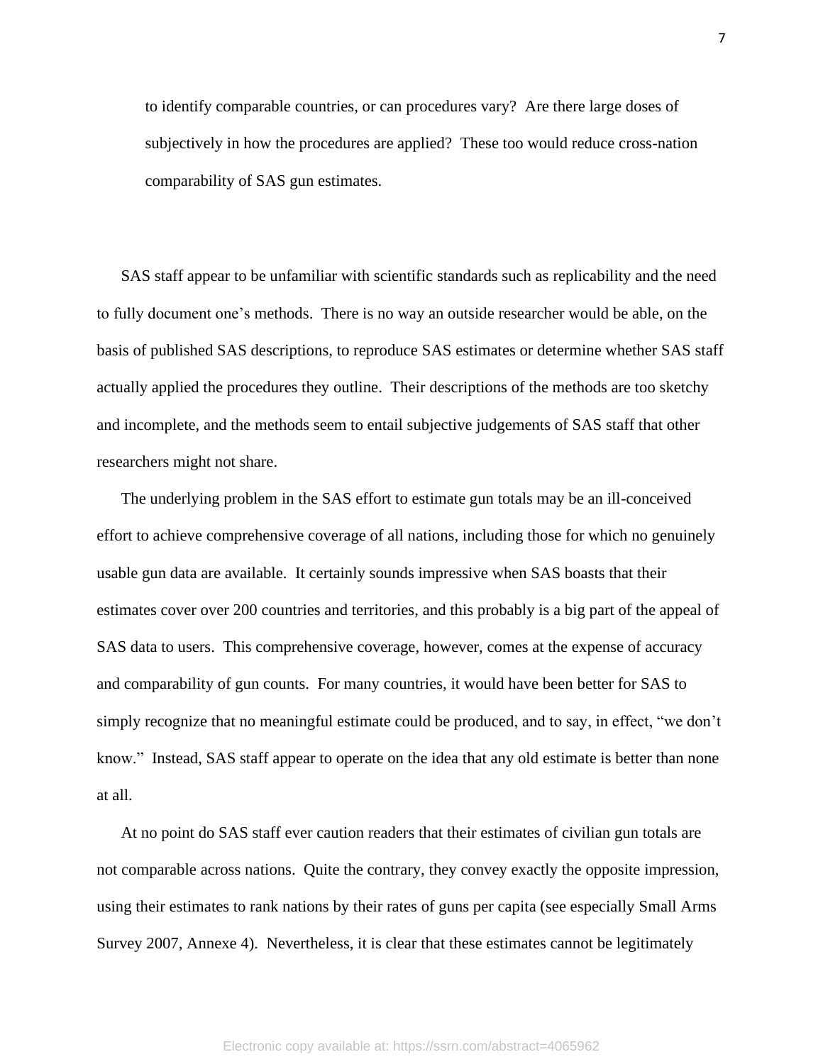to identify comparable countries, or can procedures vary? Are there large doses of subjectively in how the procedures are applied? These too would reduce cross-nation comparability of SAS gun estimates.

SAS staff appear to be unfamiliar with scientific standards such as replicability and the need to fully document one's methods. There is no way an outside researcher would be able, on the basis of published SAS descriptions, to reproduce SAS estimates or determine whether SAS staff actually applied the procedures they outline. Their descriptions of the methods are too sketchy and incomplete, and the methods seem to entail subjective judgements of SAS staff that other researchers might not share.

The underlying problem in the SAS effort to estimate gun totals may be an ill-conceived effort to achieve comprehensive coverage of all nations, including those for which no genuinely usable gun data are available. It certainly sounds impressive when SAS boasts that their estimates cover over 200 countries and territories, and this probably is a big part of the appeal of SAS data to users. This comprehensive coverage, however, comes at the expense of accuracy and comparability of gun counts. For many countries, it would have been better for SAS to simply recognize that no meaningful estimate could be produced, and to say, in effect, "we don't know." Instead, SAS staff appear to operate on the idea that any old estimate is better than none at all.

At no point do SAS staff ever caution readers that their estimates of civilian gun totals are not comparable across nations. Quite the contrary, they convey exactly the opposite impression, using their estimates to rank nations by their rates of guns per capita (see especially Small Arms Survey 2007, Annexe 4). Nevertheless, it is clear that these estimates cannot be legitimately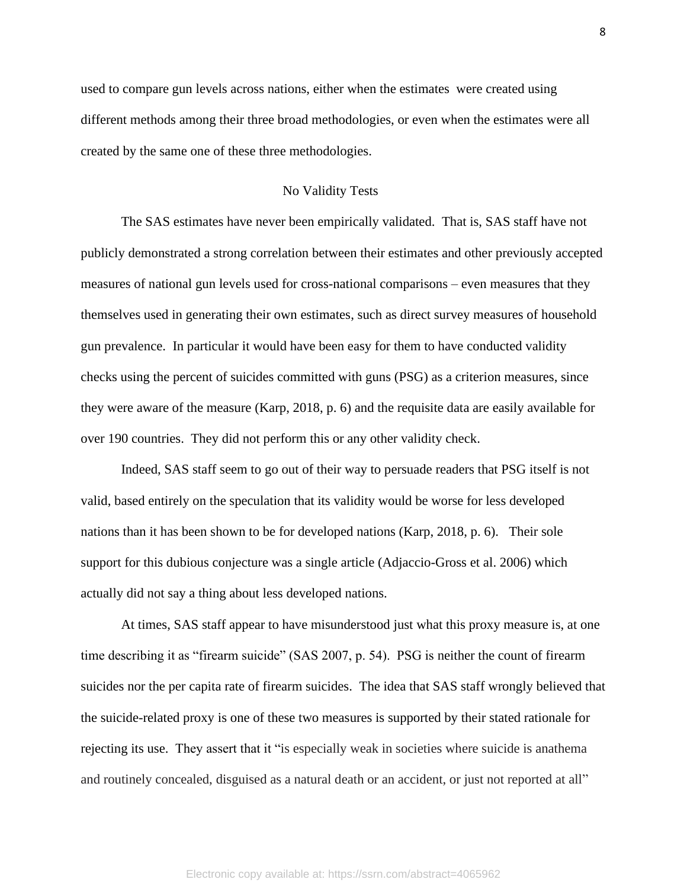used to compare gun levels across nations, either when the estimates were created using different methods among their three broad methodologies, or even when the estimates were all created by the same one of these three methodologies.

## No Validity Tests

The SAS estimates have never been empirically validated. That is, SAS staff have not publicly demonstrated a strong correlation between their estimates and other previously accepted measures of national gun levels used for cross-national comparisons – even measures that they themselves used in generating their own estimates, such as direct survey measures of household gun prevalence. In particular it would have been easy for them to have conducted validity checks using the percent of suicides committed with guns (PSG) as a criterion measures, since they were aware of the measure (Karp, 2018, p. 6) and the requisite data are easily available for over 190 countries. They did not perform this or any other validity check.

Indeed, SAS staff seem to go out of their way to persuade readers that PSG itself is not valid, based entirely on the speculation that its validity would be worse for less developed nations than it has been shown to be for developed nations (Karp, 2018, p. 6). Their sole support for this dubious conjecture was a single article (Adjaccio-Gross et al. 2006) which actually did not say a thing about less developed nations.

At times, SAS staff appear to have misunderstood just what this proxy measure is, at one time describing it as "firearm suicide" (SAS 2007, p. 54). PSG is neither the count of firearm suicides nor the per capita rate of firearm suicides. The idea that SAS staff wrongly believed that the suicide-related proxy is one of these two measures is supported by their stated rationale for rejecting its use. They assert that it "is especially weak in societies where suicide is anathema and routinely concealed, disguised as a natural death or an accident, or just not reported at all"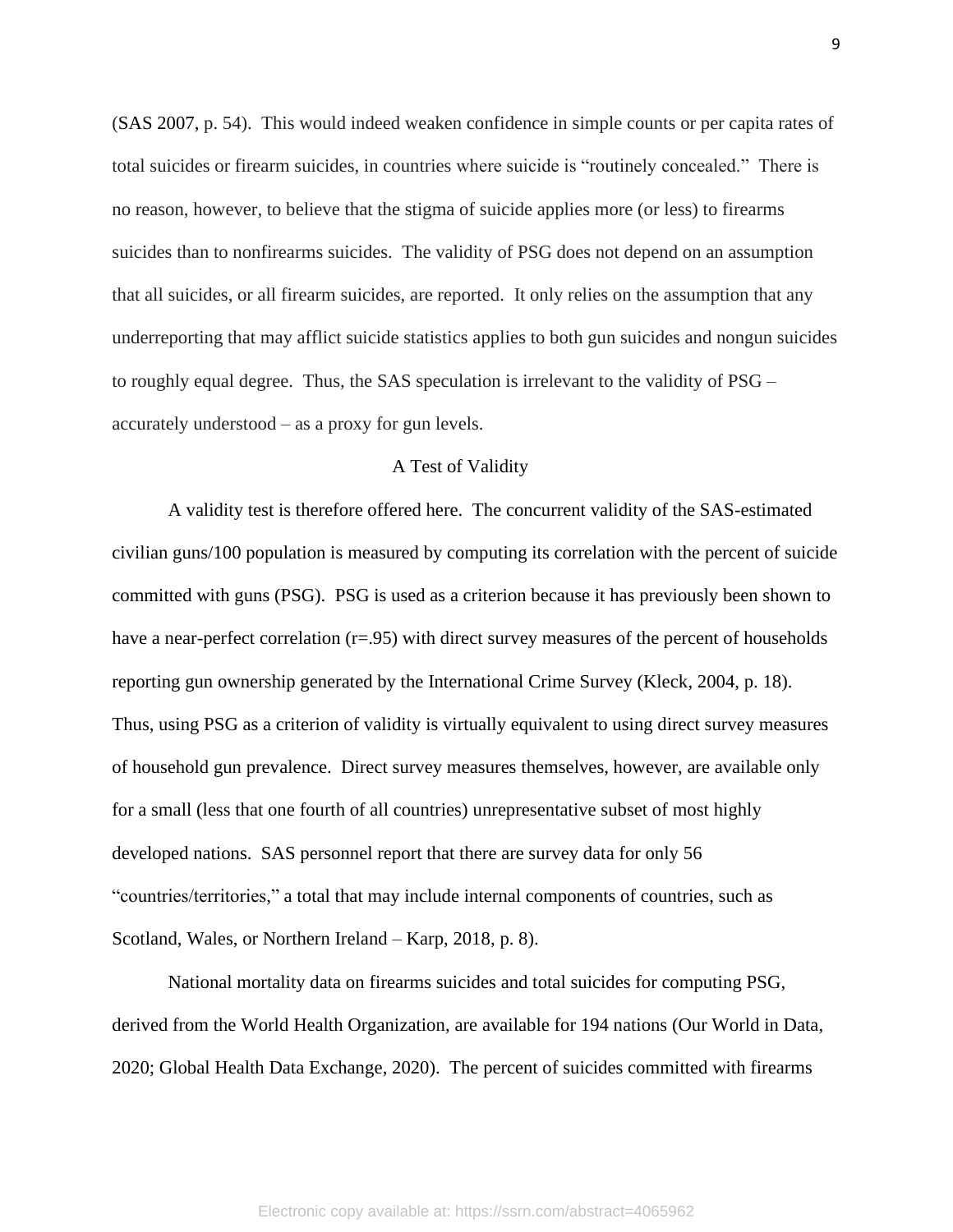(SAS 2007, p. 54). This would indeed weaken confidence in simple counts or per capita rates of total suicides or firearm suicides, in countries where suicide is "routinely concealed." There is no reason, however, to believe that the stigma of suicide applies more (or less) to firearms suicides than to nonfirearms suicides. The validity of PSG does not depend on an assumption that all suicides, or all firearm suicides, are reported. It only relies on the assumption that any underreporting that may afflict suicide statistics applies to both gun suicides and nongun suicides to roughly equal degree. Thus, the SAS speculation is irrelevant to the validity of PSG – accurately understood – as a proxy for gun levels.

## A Test of Validity

A validity test is therefore offered here. The concurrent validity of the SAS-estimated civilian guns/100 population is measured by computing its correlation with the percent of suicide committed with guns (PSG). PSG is used as a criterion because it has previously been shown to have a near-perfect correlation (r=.95) with direct survey measures of the percent of households reporting gun ownership generated by the International Crime Survey (Kleck, 2004, p. 18). Thus, using PSG as a criterion of validity is virtually equivalent to using direct survey measures of household gun prevalence. Direct survey measures themselves, however, are available only for a small (less that one fourth of all countries) unrepresentative subset of most highly developed nations. SAS personnel report that there are survey data for only 56 "countries/territories," a total that may include internal components of countries, such as Scotland, Wales, or Northern Ireland – Karp, 2018, p. 8).

National mortality data on firearms suicides and total suicides for computing PSG, derived from the World Health Organization, are available for 194 nations (Our World in Data, 2020; Global Health Data Exchange, 2020). The percent of suicides committed with firearms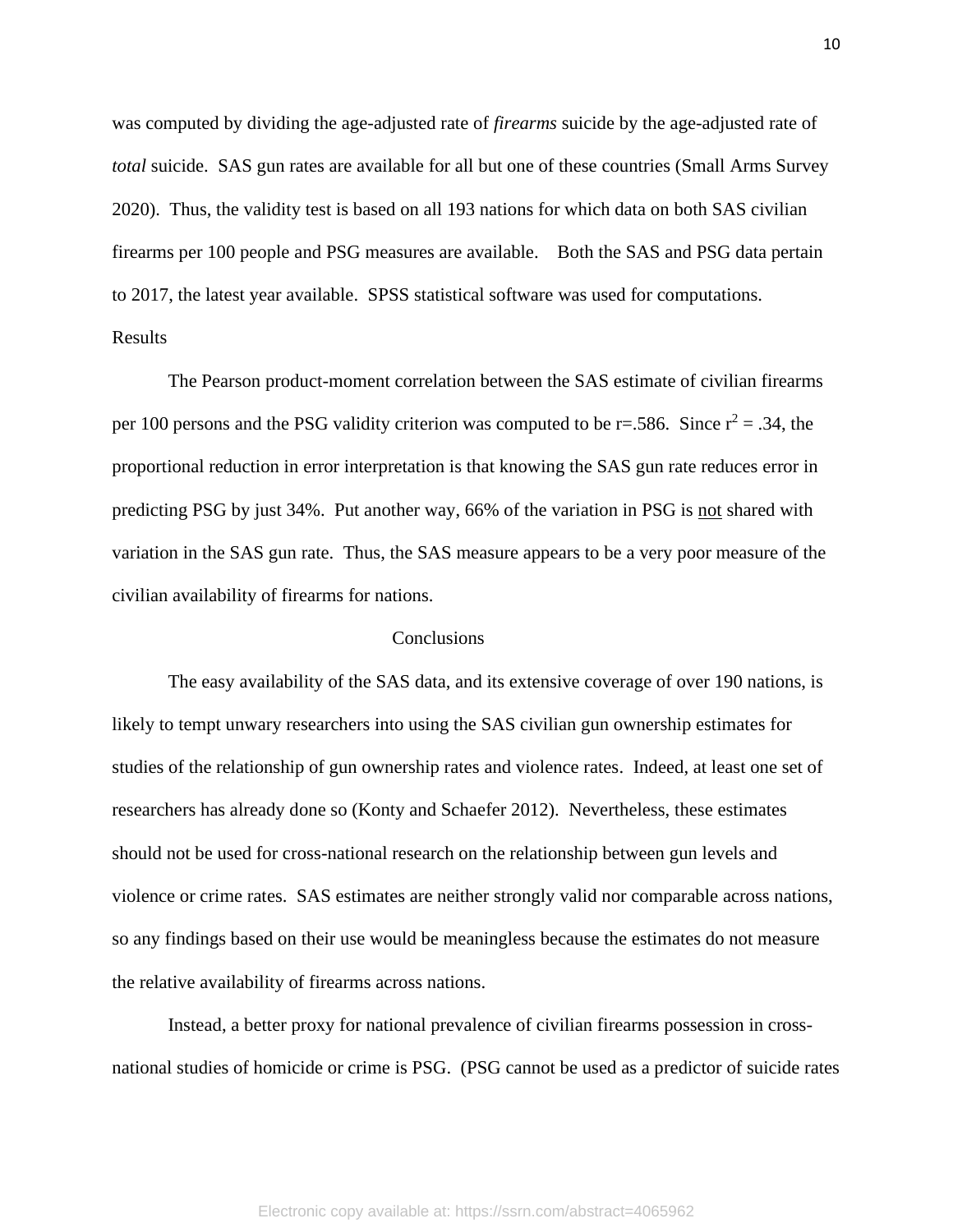was computed by dividing the age-adjusted rate of *firearms* suicide by the age-adjusted rate of *total* suicide. SAS gun rates are available for all but one of these countries (Small Arms Survey 2020). Thus, the validity test is based on all 193 nations for which data on both SAS civilian firearms per 100 people and PSG measures are available. Both the SAS and PSG data pertain to 2017, the latest year available. SPSS statistical software was used for computations.

## Results

The Pearson product-moment correlation between the SAS estimate of civilian firearms per 100 persons and the PSG validity criterion was computed to be $r=.586$. Since $r^2 = .34$, the proportional reduction in error interpretation is that knowing the SAS gun rate reduces error in predicting PSG by just 34%. Put another way, 66% of the variation in PSG is <u>not</u> shared with variation in the SAS gun rate. Thus, the SAS measure appears to be a very poor measure of the civilian availability of firearms for nations.

## Conclusions

The easy availability of the SAS data, and its extensive coverage of over 190 nations, is likely to tempt unwary researchers into using the SAS civilian gun ownership estimates for studies of the relationship of gun ownership rates and violence rates. Indeed, at least one set of researchers has already done so (Konty and Schaefer 2012). Nevertheless, these estimates should not be used for cross-national research on the relationship between gun levels and violence or crime rates. SAS estimates are neither strongly valid nor comparable across nations, so any findings based on their use would be meaningless because the estimates do not measure the relative availability of firearms across nations.

Instead, a better proxy for national prevalence of civilian firearms possession in cross-national studies of homicide or crime is PSG. (PSG cannot be used as a predictor of suicide rates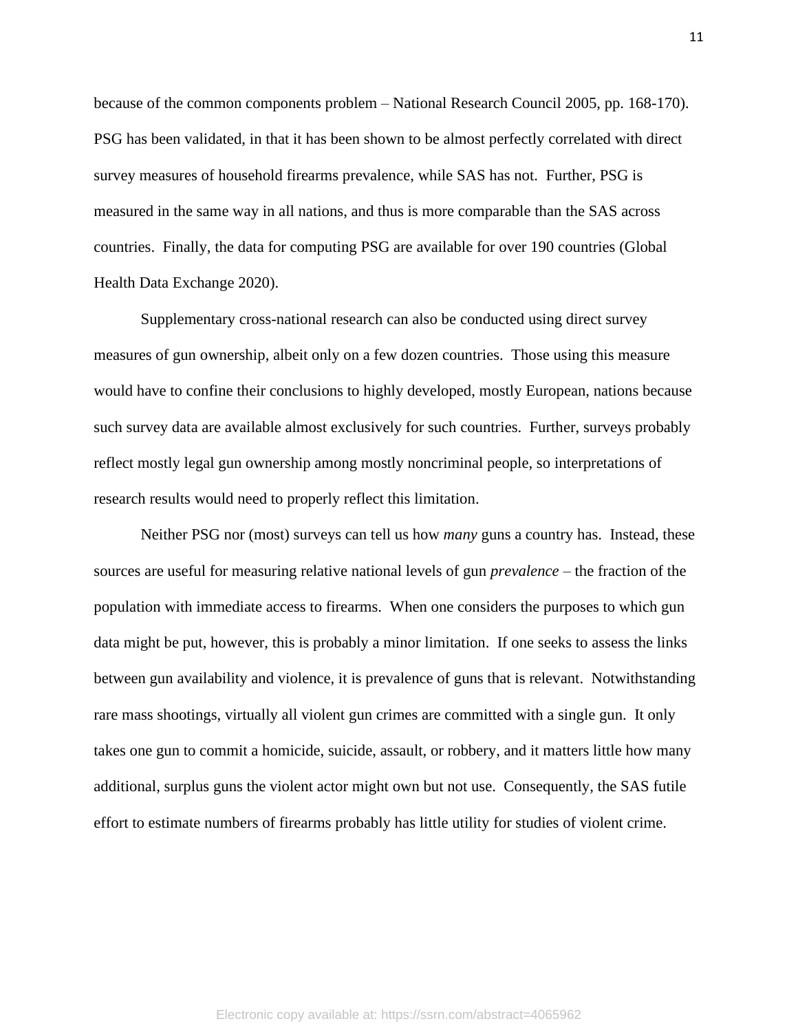because of the common components problem – National Research Council 2005, pp. 168-170). PSG has been validated, in that it has been shown to be almost perfectly correlated with direct survey measures of household firearms prevalence, while SAS has not. Further, PSG is measured in the same way in all nations, and thus is more comparable than the SAS across countries. Finally, the data for computing PSG are available for over 190 countries (Global Health Data Exchange 2020).

Supplementary cross-national research can also be conducted using direct survey measures of gun ownership, albeit only on a few dozen countries. Those using this measure would have to confine their conclusions to highly developed, mostly European, nations because such survey data are available almost exclusively for such countries. Further, surveys probably reflect mostly legal gun ownership among mostly noncriminal people, so interpretations of research results would need to properly reflect this limitation.

Neither PSG nor (most) surveys can tell us how *many* guns a country has. Instead, these sources are useful for measuring relative national levels of gun *prevalence* – the fraction of the population with immediate access to firearms. When one considers the purposes to which gun data might be put, however, this is probably a minor limitation. If one seeks to assess the links between gun availability and violence, it is prevalence of guns that is relevant. Notwithstanding rare mass shootings, virtually all violent gun crimes are committed with a single gun. It only takes one gun to commit a homicide, suicide, assault, or robbery, and it matters little how many additional, surplus guns the violent actor might own but not use. Consequently, the SAS futile effort to estimate numbers of firearms probably has little utility for studies of violent crime.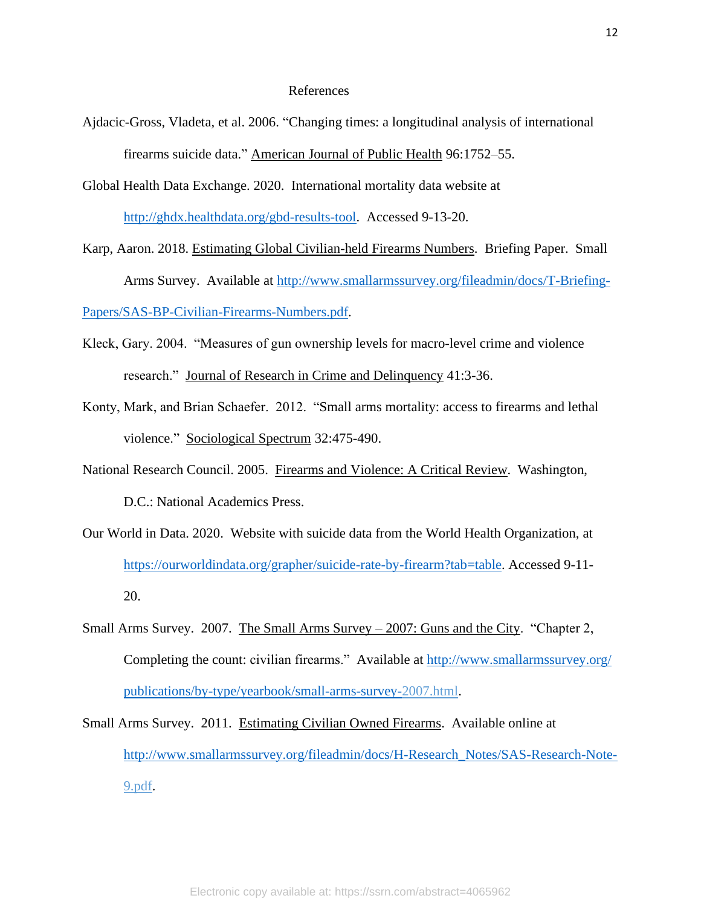# References

Ajdacic-Gross, Vladeta, et al. 2006. "Changing times: a longitudinal analysis of international firearms suicide data." American Journal of Public Health 96:1752–55.

Global Health Data Exchange. 2020. International mortality data website at http://ghdx.healthdata.org/gbd-results-tool. Accessed 9-13-20.

Karp, Aaron. 2018. Estimating Global Civilian-held Firearms Numbers. Briefing Paper. Small Arms Survey. Available at http://www.smallarmssurvey.org/fileadmin/docs/T-Briefing-Papers/SAS-BP-Civilian-Firearms-Numbers.pdf.

Kleck, Gary. 2004. "Measures of gun ownership levels for macro-level crime and violence research." Journal of Research in Crime and Delinquency 41:3-36.

Konty, Mark, and Brian Schaefer. 2012. "Small arms mortality: access to firearms and lethal violence." Sociological Spectrum 32:475-490.

National Research Council. 2005. Firearms and Violence: A Critical Review. Washington, D.C.: National Academics Press.

Our World in Data. 2020. Website with suicide data from the World Health Organization, at https://ourworldindata.org/grapher/suicide-rate-by-firearm?tab=table. Accessed 9-11-20.

Small Arms Survey. 2007. The Small Arms Survey – 2007: Guns and the City. "Chapter 2, Completing the count: civilian firearms." Available at http://www.smallarmssurvey.org/publications/by-type/yearbook/small-arms-survey-2007.html.

Small Arms Survey. 2011. Estimating Civilian Owned Firearms. Available online at http://www.smallarmssurvey.org/fileadmin/docs/H-Research_Notes/SAS-Research-Note-9.pdf.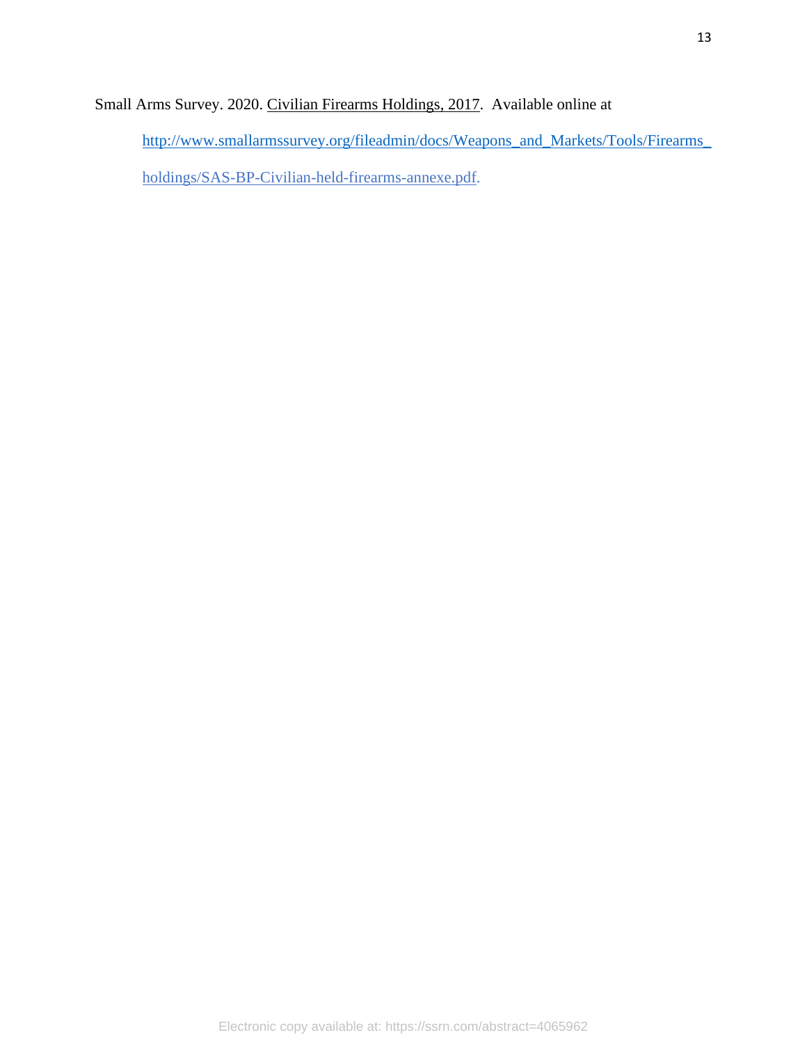Small Arms Survey. 2020. Civilian Firearms Holdings, 2017. Available online at http://www.smallarmssurvey.org/fileadmin/docs/Weapons_and_Markets/Tools/Firearms_holdings/SAS-BP-Civilian-held-firearms-annexe.pdf.